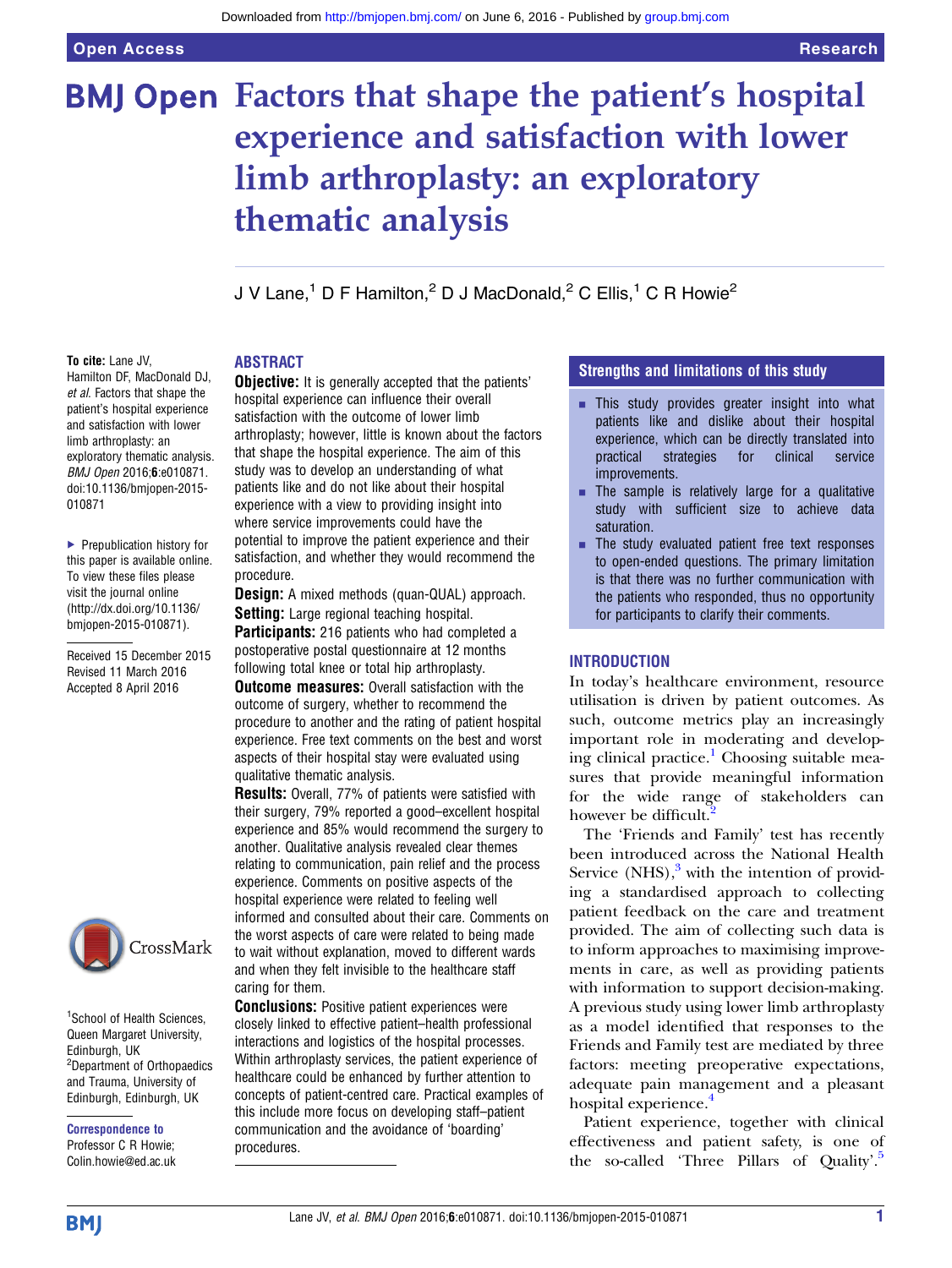# Factors that shape the patient's hospital experience and satisfaction with lower limb arthroplasty: an exploratory thematic analysis

J V Lane,[1] D F Hamilton,[2] D J MacDonald,[2] C Ellis,[1] C R Howie[2]

**To cite:** Lane JV, Hamilton DF, MacDonald DJ, *et al*. Factors that shape the patient's hospital experience and satisfaction with lower limb arthroplasty: an exploratory thematic analysis. *BMJ Open* 2016;**6**:e010871. doi:10.1136/bmjopen-2015-010871

▸ Prepublication history for this paper is available online. To view these files please visit the journal online (http://dx.doi.org/10.1136/bmjopen-2015-010871).

Received 15 December 2015
Revised 11 March 2016
Accepted 8 April 2016

[1]School of Health Sciences, Queen Margaret University, Edinburgh, UK
[2]Department of Orthopaedics and Trauma, University of Edinburgh, Edinburgh, UK

**Correspondence to**
Professor C R Howie; Colin.howie@ed.ac.uk

## ABSTRACT

**Objective:** It is generally accepted that the patients' hospital experience can influence their overall satisfaction with the outcome of lower limb arthroplasty; however, little is known about the factors that shape the hospital experience. The aim of this study was to develop an understanding of what patients like and do not like about their hospital experience with a view to providing insight into where service improvements could have the potential to improve the patient experience and their satisfaction, and whether they would recommend the procedure.

**Design:** A mixed methods (quan-QUAL) approach.

**Setting:** Large regional teaching hospital.

**Participants:** 216 patients who had completed a postoperative postal questionnaire at 12 months following total knee or total hip arthroplasty.

**Outcome measures:** Overall satisfaction with the outcome of surgery, whether to recommend the procedure to another and the rating of patient hospital experience. Free text comments on the best and worst aspects of their hospital stay were evaluated using qualitative thematic analysis.

**Results:** Overall, 77% of patients were satisfied with their surgery, 79% reported a good–excellent hospital experience and 85% would recommend the surgery to another. Qualitative analysis revealed clear themes relating to communication, pain relief and the process experience. Comments on positive aspects of the hospital experience were related to feeling well informed and consulted about their care. Comments on the worst aspects of care were related to being made to wait without explanation, moved to different wards and when they felt invisible to the healthcare staff caring for them.

**Conclusions:** Positive patient experiences were closely linked to effective patient–health professional interactions and logistics of the hospital processes. Within arthroplasty services, the patient experience of healthcare could be enhanced by further attention to concepts of patient-centred care. Practical examples of this include more focus on developing staff–patient communication and the avoidance of 'boarding' procedures.

## Strengths and limitations of this study

- This study provides greater insight into what patients like and dislike about their hospital experience, which can be directly translated into practical strategies for clinical service improvements.
- The sample is relatively large for a qualitative study with sufficient size to achieve data saturation.
- The study evaluated patient free text responses to open-ended questions. The primary limitation is that there was no further communication with the patients who responded, thus no opportunity for participants to clarify their comments.

## INTRODUCTION

In today's healthcare environment, resource utilisation is driven by patient outcomes. As such, outcome metrics play an increasingly important role in moderating and developing clinical practice.[1] Choosing suitable measures that provide meaningful information for the wide range of stakeholders can however be difficult.[2]

The 'Friends and Family' test has recently been introduced across the National Health Service (NHS),[3] with the intention of providing a standardised approach to collecting patient feedback on the care and treatment provided. The aim of collecting such data is to inform approaches to maximising improvements in care, as well as providing patients with information to support decision-making. A previous study using lower limb arthroplasty as a model identified that responses to the Friends and Family test are mediated by three factors: meeting preoperative expectations, adequate pain management and a pleasant hospital experience.[4]

Patient experience, together with clinical effectiveness and patient safety, is one of the so-called 'Three Pillars of Quality'.[5]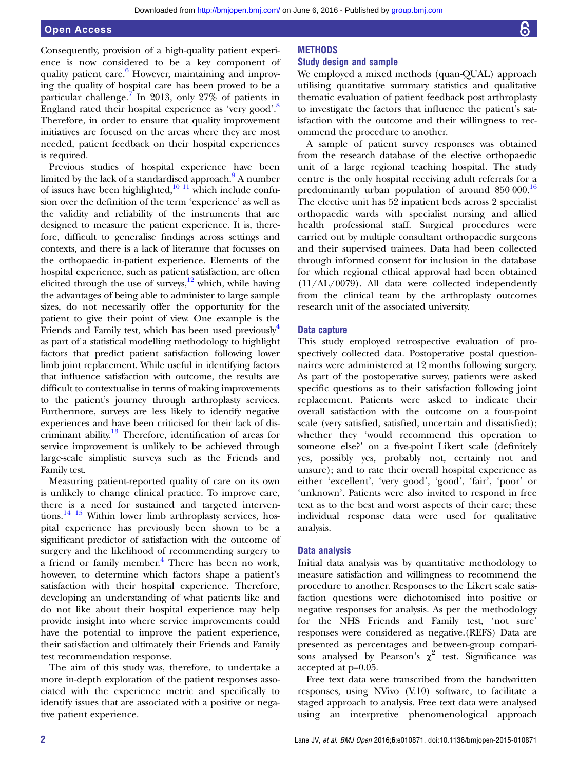Consequently, provision of a high-quality patient experience is now considered to be a key component of quality patient care.[6] However, maintaining and improving the quality of hospital care has been proved to be a particular challenge.[7] In 2013, only 27% of patients in England rated their hospital experience as 'very good'.[8] Therefore, in order to ensure that quality improvement initiatives are focused on the areas where they are most needed, patient feedback on their hospital experiences is required.

Previous studies of hospital experience have been limited by the lack of a standardised approach.[9] A number of issues have been highlighted,[10 11] which include confusion over the definition of the term 'experience' as well as the validity and reliability of the instruments that are designed to measure the patient experience. It is, therefore, difficult to generalise findings across settings and contexts, and there is a lack of literature that focusses on the orthopaedic in-patient experience. Elements of the hospital experience, such as patient satisfaction, are often elicited through the use of surveys,[12] which, while having the advantages of being able to administer to large sample sizes, do not necessarily offer the opportunity for the patient to give their point of view. One example is the Friends and Family test, which has been used previously[4] as part of a statistical modelling methodology to highlight factors that predict patient satisfaction following lower limb joint replacement. While useful in identifying factors that influence satisfaction with outcome, the results are difficult to contextualise in terms of making improvements to the patient's journey through arthroplasty services. Furthermore, surveys are less likely to identify negative experiences and have been criticised for their lack of discriminant ability.[13] Therefore, identification of areas for service improvement is unlikely to be achieved through large-scale simplistic surveys such as the Friends and Family test.

Measuring patient-reported quality of care on its own is unlikely to change clinical practice. To improve care, there is a need for sustained and targeted interventions.[14 15] Within lower limb arthroplasty services, hospital experience has previously been shown to be a significant predictor of satisfaction with the outcome of surgery and the likelihood of recommending surgery to a friend or family member.[4] There has been no work, however, to determine which factors shape a patient's satisfaction with their hospital experience. Therefore, developing an understanding of what patients like and do not like about their hospital experience may help provide insight into where service improvements could have the potential to improve the patient experience, their satisfaction and ultimately their Friends and Family test recommendation response.

The aim of this study was, therefore, to undertake a more in-depth exploration of the patient responses associated with the experience metric and specifically to identify issues that are associated with a positive or negative patient experience.

## METHODS

### Study design and sample

We employed a mixed methods (quan-QUAL) approach utilising quantitative summary statistics and qualitative thematic evaluation of patient feedback post arthroplasty to investigate the factors that influence the patient's satisfaction with the outcome and their willingness to recommend the procedure to another.

A sample of patient survey responses was obtained from the research database of the elective orthopaedic unit of a large regional teaching hospital. The study centre is the only hospital receiving adult referrals for a predominantly urban population of around 850 000.[16] The elective unit has 52 inpatient beds across 2 specialist orthopaedic wards with specialist nursing and allied health professional staff. Surgical procedures were carried out by multiple consultant orthopaedic surgeons and their supervised trainees. Data had been collected through informed consent for inclusion in the database for which regional ethical approval had been obtained (11/AL/0079). All data were collected independently from the clinical team by the arthroplasty outcomes research unit of the associated university.

### Data capture

This study employed retrospective evaluation of prospectively collected data. Postoperative postal questionnaires were administered at 12 months following surgery. As part of the postoperative survey, patients were asked specific questions as to their satisfaction following joint replacement. Patients were asked to indicate their overall satisfaction with the outcome on a four-point scale (very satisfied, satisfied, uncertain and dissatisfied); whether they 'would recommend this operation to someone else?' on a five-point Likert scale (definitely yes, possibly yes, probably not, certainly not and unsure); and to rate their overall hospital experience as either 'excellent', 'very good', 'good', 'fair', 'poor' or 'unknown'. Patients were also invited to respond in free text as to the best and worst aspects of their care; these individual response data were used for qualitative analysis.

### Data analysis

Initial data analysis was by quantitative methodology to measure satisfaction and willingness to recommend the procedure to another. Responses to the Likert scale satisfaction questions were dichotomised into positive or negative responses for analysis. As per the methodology for the NHS Friends and Family test, 'not sure' responses were considered as negative.(REFS) Data are presented as percentages and between-group comparisons analysed by Pearson's $\chi^2$ test. Significance was accepted at p=0.05.

Free text data were transcribed from the handwritten responses, using NVivo (V.10) software, to facilitate a staged approach to analysis. Free text data were analysed using an interpretive phenomenological approach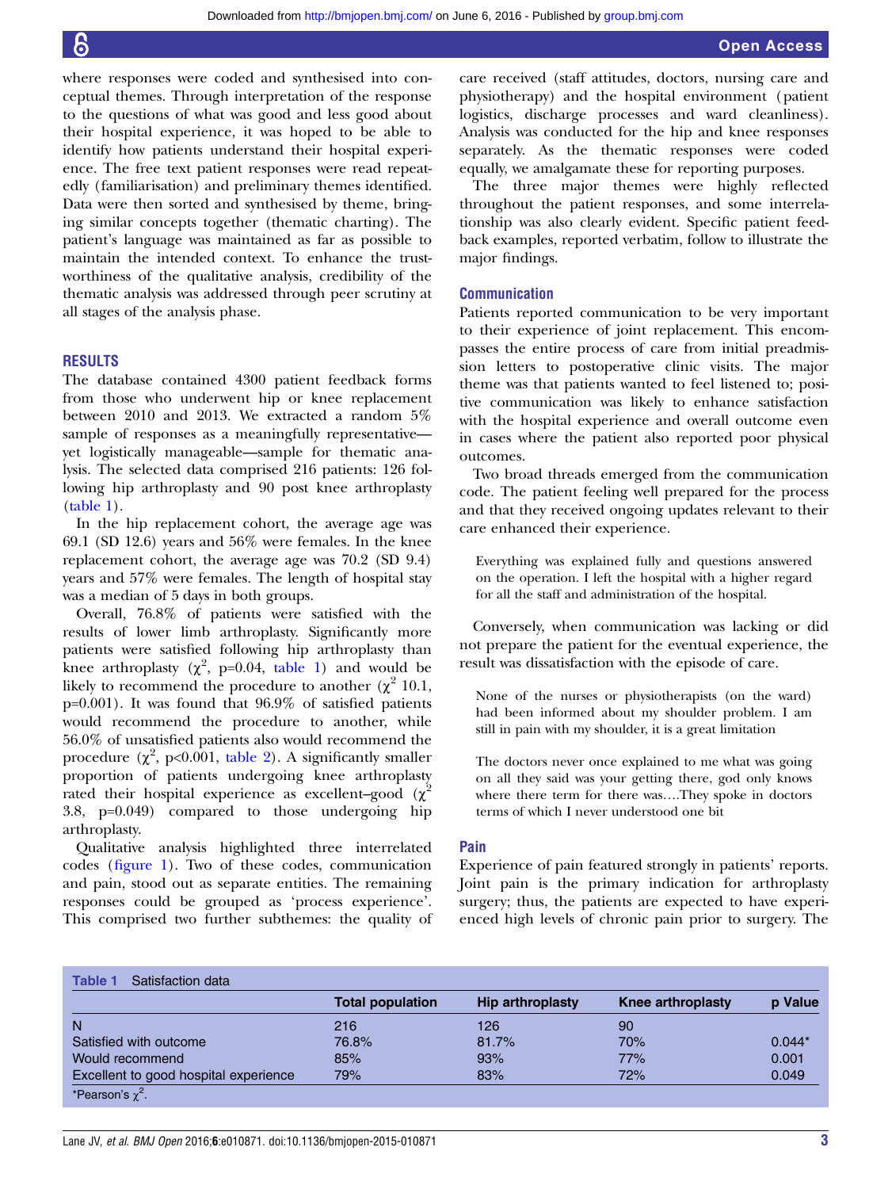where responses were coded and synthesised into conceptual themes. Through interpretation of the response to the questions of what was good and less good about their hospital experience, it was hoped to be able to identify how patients understand their hospital experience. The free text patient responses were read repeatedly (familiarisation) and preliminary themes identified. Data were then sorted and synthesised by theme, bringing similar concepts together (thematic charting). The patient's language was maintained as far as possible to maintain the intended context. To enhance the trustworthiness of the qualitative analysis, credibility of the thematic analysis was addressed through peer scrutiny at all stages of the analysis phase.

## RESULTS

The database contained 4300 patient feedback forms from those who underwent hip or knee replacement between 2010 and 2013. We extracted a random 5% sample of responses as a meaningfully representative—yet logistically manageable—sample for thematic analysis. The selected data comprised 216 patients: 126 following hip arthroplasty and 90 post knee arthroplasty (table 1).

In the hip replacement cohort, the average age was 69.1 (SD 12.6) years and 56% were females. In the knee replacement cohort, the average age was 70.2 (SD 9.4) years and 57% were females. The length of hospital stay was a median of 5 days in both groups.

Overall, 76.8% of patients were satisfied with the results of lower limb arthroplasty. Significantly more patients were satisfied following hip arthroplasty than knee arthroplasty ($\chi^2$, p=0.04, table 1) and would be likely to recommend the procedure to another ($\chi^2$ 10.1, p=0.001). It was found that 96.9% of satisfied patients would recommend the procedure to another, while 56.0% of unsatisfied patients also would recommend the procedure ($\chi^2$, p<0.001, table 2). A significantly smaller proportion of patients undergoing knee arthroplasty rated their hospital experience as excellent–good ($\chi^2$ 3.8, p=0.049) compared to those undergoing hip arthroplasty.

Qualitative analysis highlighted three interrelated codes (figure 1). Two of these codes, communication and pain, stood out as separate entities. The remaining responses could be grouped as 'process experience'. This comprised two further subthemes: the quality of care received (staff attitudes, doctors, nursing care and physiotherapy) and the hospital environment (patient logistics, discharge processes and ward cleanliness). Analysis was conducted for the hip and knee responses separately. As the thematic responses were coded equally, we amalgamate these for reporting purposes.

The three major themes were highly reflected throughout the patient responses, and some interrelationship was also clearly evident. Specific patient feedback examples, reported verbatim, follow to illustrate the major findings.

### Communication

Patients reported communication to be very important to their experience of joint replacement. This encompasses the entire process of care from initial preadmission letters to postoperative clinic visits. The major theme was that patients wanted to feel listened to; positive communication was likely to enhance satisfaction with the hospital experience and overall outcome even in cases where the patient also reported poor physical outcomes.

Two broad threads emerged from the communication code. The patient feeling well prepared for the process and that they received ongoing updates relevant to their care enhanced their experience.

> Everything was explained fully and questions answered on the operation. I left the hospital with a higher regard for all the staff and administration of the hospital.

Conversely, when communication was lacking or did not prepare the patient for the eventual experience, the result was dissatisfaction with the episode of care.

> None of the nurses or physiotherapists (on the ward) had been informed about my shoulder problem. I am still in pain with my shoulder, it is a great limitation

> The doctors never once explained to me what was going on all they said was your getting there, god only knows where there term for there was….They spoke in doctors terms of which I never understood one bit

### Pain

Experience of pain featured strongly in patients' reports. Joint pain is the primary indication for arthroplasty surgery; thus, the patients are expected to have experienced high levels of chronic pain prior to surgery. The

**Table 1** Satisfaction data

| | Total population | Hip arthroplasty | Knee arthroplasty | p Value |
|---|---|---|---|---|
| N | 216 | 126 | 90 | |
| Satisfied with outcome | 76.8% | 81.7% | 70% | 0.044* |
| Would recommend | 85% | 93% | 77% | 0.001 |
| Excellent to good hospital experience | 79% | 83% | 72% | 0.049 |

*Pearson's $\chi^2$.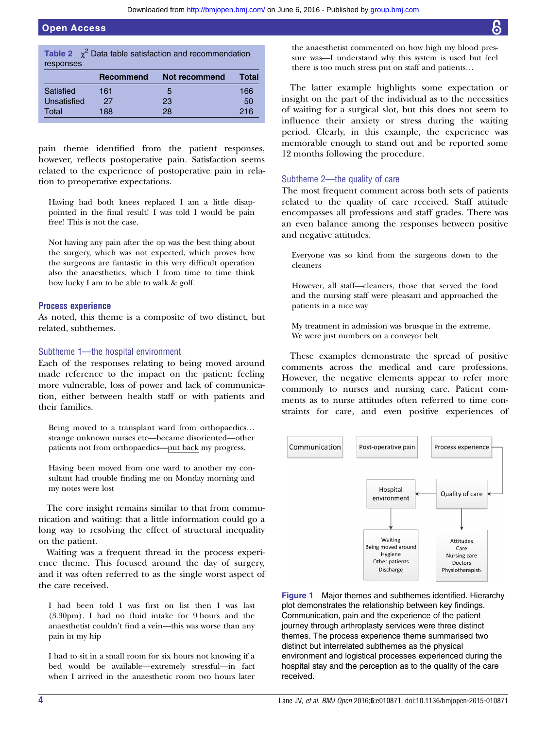**Table 2** $\chi^2$ Data table satisfaction and recommendation responses

| | Recommend | Not recommend | Total |
|---|---|---|---|
| Satisfied | 161 | 5 | 166 |
| Unsatisfied | 27 | 23 | 50 |
| Total | 188 | 28 | 216 |

pain theme identified from the patient responses, however, reflects postoperative pain. Satisfaction seems related to the experience of postoperative pain in relation to preoperative expectations.

> Having had both knees replaced I am a little disappointed in the final result! I was told I would be pain free! This is not the case.

> Not having any pain after the op was the best thing about the surgery, which was not expected, which proves how the surgeons are fantastic in this very difficult operation also the anaesthetics, which I from time to time think how lucky I am to be able to walk & golf.

### Process experience

As noted, this theme is a composite of two distinct, but related, subthemes.

#### Subtheme 1—the hospital environment

Each of the responses relating to being moved around made reference to the impact on the patient: feeling more vulnerable, loss of power and lack of communication, either between health staff or with patients and their families.

> Being moved to a transplant ward from orthopaedics… strange unknown nurses etc—became disoriented—other patients not from orthopaedics—put back my progress.

> Having been moved from one ward to another my consultant had trouble finding me on Monday morning and my notes were lost

The core insight remains similar to that from communication and waiting: that a little information could go a long way to resolving the effect of structural inequality on the patient.

Waiting was a frequent thread in the process experience theme. This focused around the day of surgery, and it was often referred to as the single worst aspect of the care received.

> I had been told I was first on list then I was last (3.30pm). I had no fluid intake for 9 hours and the anaesthetist couldn't find a vein—this was worse than any pain in my hip

> I had to sit in a small room for six hours not knowing if a bed would be available—extremely stressful—in fact when I arrived in the anaesthetic room two hours later the anaesthetist commented on how high my blood pressure was—I understand why this system is used but feel there is too much stress put on staff and patients…

The latter example highlights some expectation or insight on the part of the individual as to the necessities of waiting for a surgical slot, but this does not seem to influence their anxiety or stress during the waiting period. Clearly, in this example, the experience was memorable enough to stand out and be reported some 12 months following the procedure.

#### Subtheme 2—the quality of care

The most frequent comment across both sets of patients related to the quality of care received. Staff attitude encompasses all professions and staff grades. There was an even balance among the responses between positive and negative attitudes.

> Everyone was so kind from the surgeons down to the cleaners

> However, all staff—cleaners, those that served the food and the nursing staff were pleasant and approached the patients in a nice way

> My treatment in admission was brusque in the extreme. We were just numbers on a conveyor belt

These examples demonstrate the spread of positive comments across the medical and care professions. However, the negative elements appear to refer more commonly to nurses and nursing care. Patient comments as to nurse attitudes often referred to time constraints for care, and even positive experiences of

Communication | Post-operative pain | Process experience

Process experience → Quality of care → Hospital environment

Hospital environment: Waiting, Being moved around, Hygiene, Other patients, Discharge

Quality of care: Attitudes, Care, Nursing care, Doctors, Physiotherapists

**Figure 1** Major themes and subthemes identified. Hierarchy plot demonstrates the relationship between key findings. Communication, pain and the experience of the patient journey through arthroplasty services were three distinct themes. The process experience theme summarised two distinct but interrelated subthemes as the physical environment and logistical processes experienced during the hospital stay and the perception as to the quality of the care received.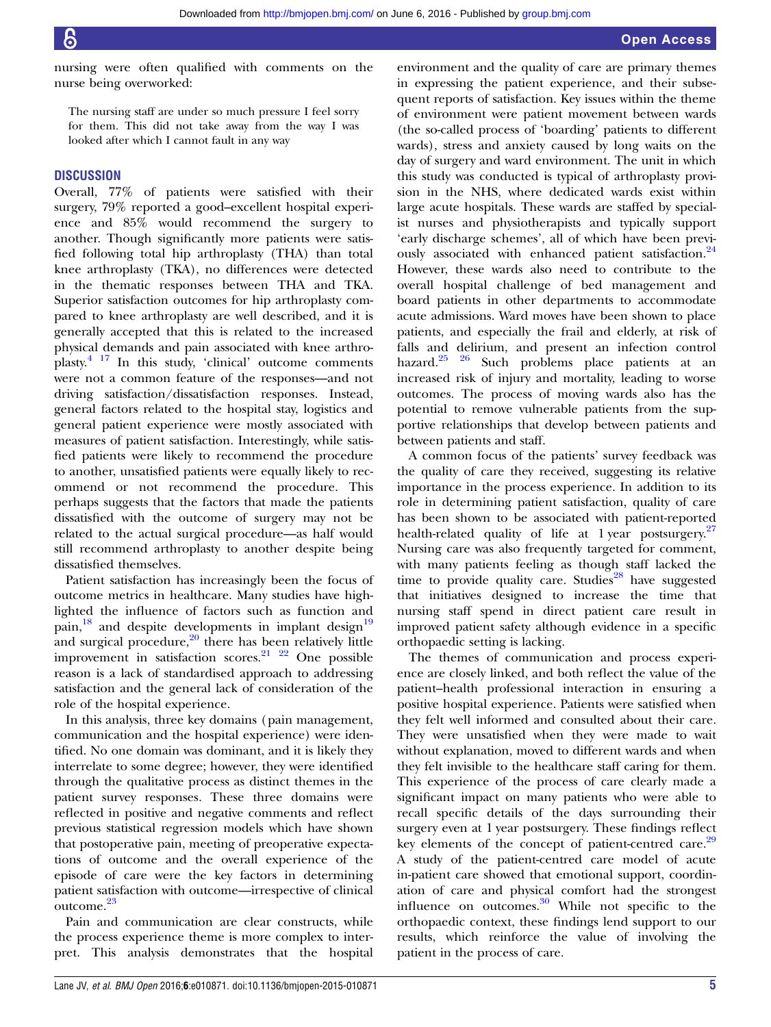nursing were often qualified with comments on the nurse being overworked:

> The nursing staff are under so much pressure I feel sorry for them. This did not take away from the way I was looked after which I cannot fault in any way

## DISCUSSION

Overall, 77% of patients were satisfied with their surgery, 79% reported a good–excellent hospital experience and 85% would recommend the surgery to another. Though significantly more patients were satisfied following total hip arthroplasty (THA) than total knee arthroplasty (TKA), no differences were detected in the thematic responses between THA and TKA. Superior satisfaction outcomes for hip arthroplasty compared to knee arthroplasty are well described, and it is generally accepted that this is related to the increased physical demands and pain associated with knee arthroplasty.[4 17] In this study, 'clinical' outcome comments were not a common feature of the responses—and not driving satisfaction/dissatisfaction responses. Instead, general factors related to the hospital stay, logistics and general patient experience were mostly associated with measures of patient satisfaction. Interestingly, while satisfied patients were likely to recommend the procedure to another, unsatisfied patients were equally likely to recommend or not recommend the procedure. This perhaps suggests that the factors that made the patients dissatisfied with the outcome of surgery may not be related to the actual surgical procedure—as half would still recommend arthroplasty to another despite being dissatisfied themselves.

Patient satisfaction has increasingly been the focus of outcome metrics in healthcare. Many studies have highlighted the influence of factors such as function and pain,[18] and despite developments in implant design[19] and surgical procedure,[20] there has been relatively little improvement in satisfaction scores.[21 22] One possible reason is a lack of standardised approach to addressing satisfaction and the general lack of consideration of the role of the hospital experience.

In this analysis, three key domains (pain management, communication and the hospital experience) were identified. No one domain was dominant, and it is likely they interrelate to some degree; however, they were identified through the qualitative process as distinct themes in the patient survey responses. These three domains were reflected in positive and negative comments and reflect previous statistical regression models which have shown that postoperative pain, meeting of preoperative expectations of outcome and the overall experience of the episode of care were the key factors in determining patient satisfaction with outcome—irrespective of clinical outcome.[23]

Pain and communication are clear constructs, while the process experience theme is more complex to interpret. This analysis demonstrates that the hospital environment and the quality of care are primary themes in expressing the patient experience, and their subsequent reports of satisfaction. Key issues within the theme of environment were patient movement between wards (the so-called process of 'boarding' patients to different wards), stress and anxiety caused by long waits on the day of surgery and ward environment. The unit in which this study was conducted is typical of arthroplasty provision in the NHS, where dedicated wards exist within large acute hospitals. These wards are staffed by specialist nurses and physiotherapists and typically support 'early discharge schemes', all of which have been previously associated with enhanced patient satisfaction.[24] However, these wards also need to contribute to the overall hospital challenge of bed management and board patients in other departments to accommodate acute admissions. Ward moves have been shown to place patients, and especially the frail and elderly, at risk of falls and delirium, and present an infection control hazard.[25 26] Such problems place patients at an increased risk of injury and mortality, leading to worse outcomes. The process of moving wards also has the potential to remove vulnerable patients from the supportive relationships that develop between patients and between patients and staff.

A common focus of the patients' survey feedback was the quality of care they received, suggesting its relative importance in the process experience. In addition to its role in determining patient satisfaction, quality of care has been shown to be associated with patient-reported health-related quality of life at 1 year postsurgery.[27] Nursing care was also frequently targeted for comment, with many patients feeling as though staff lacked the time to provide quality care. Studies[28] have suggested that initiatives designed to increase the time that nursing staff spend in direct patient care result in improved patient safety although evidence in a specific orthopaedic setting is lacking.

The themes of communication and process experience are closely linked, and both reflect the value of the patient–health professional interaction in ensuring a positive hospital experience. Patients were satisfied when they felt well informed and consulted about their care. They were unsatisfied when they were made to wait without explanation, moved to different wards and when they felt invisible to the healthcare staff caring for them. This experience of the process of care clearly made a significant impact on many patients who were able to recall specific details of the days surrounding their surgery even at 1 year postsurgery. These findings reflect key elements of the concept of patient-centred care.[29] A study of the patient-centred care model of acute in-patient care showed that emotional support, coordination of care and physical comfort had the strongest influence on outcomes.[30] While not specific to the orthopaedic context, these findings lend support to our results, which reinforce the value of involving the patient in the process of care.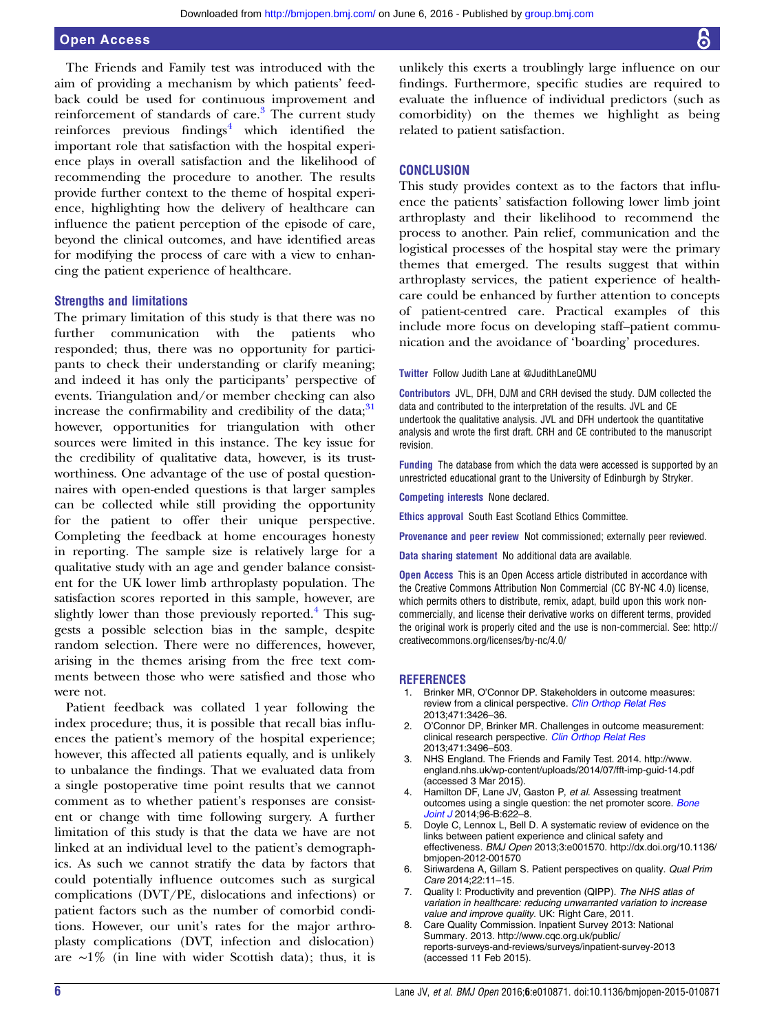The Friends and Family test was introduced with the aim of providing a mechanism by which patients' feedback could be used for continuous improvement and reinforcement of standards of care.[3] The current study reinforces previous findings[4] which identified the important role that satisfaction with the hospital experience plays in overall satisfaction and the likelihood of recommending the procedure to another. The results provide further context to the theme of hospital experience, highlighting how the delivery of healthcare can influence the patient perception of the episode of care, beyond the clinical outcomes, and have identified areas for modifying the process of care with a view to enhancing the patient experience of healthcare.

### Strengths and limitations

The primary limitation of this study is that there was no further communication with the patients who responded; thus, there was no opportunity for participants to check their understanding or clarify meaning; and indeed it has only the participants' perspective of events. Triangulation and/or member checking can also increase the confirmability and credibility of the data;[31] however, opportunities for triangulation with other sources were limited in this instance. The key issue for the credibility of qualitative data, however, is its trustworthiness. One advantage of the use of postal questionnaires with open-ended questions is that larger samples can be collected while still providing the opportunity for the patient to offer their unique perspective. Completing the feedback at home encourages honesty in reporting. The sample size is relatively large for a qualitative study with an age and gender balance consistent for the UK lower limb arthroplasty population. The satisfaction scores reported in this sample, however, are slightly lower than those previously reported.[4] This suggests a possible selection bias in the sample, despite random selection. There were no differences, however, arising in the themes arising from the free text comments between those who were satisfied and those who were not.

Patient feedback was collated 1 year following the index procedure; thus, it is possible that recall bias influences the patient's memory of the hospital experience; however, this affected all patients equally, and is unlikely to unbalance the findings. That we evaluated data from a single postoperative time point results that we cannot comment as to whether patient's responses are consistent or change with time following surgery. A further limitation of this study is that the data we have are not linked at an individual level to the patient's demographics. As such we cannot stratify the data by factors that could potentially influence outcomes such as surgical complications (DVT/PE, dislocations and infections) or patient factors such as the number of comorbid conditions. However, our unit's rates for the major arthroplasty complications (DVT, infection and dislocation) are ~1% (in line with wider Scottish data); thus, it is unlikely this exerts a troublingly large influence on our findings. Furthermore, specific studies are required to evaluate the influence of individual predictors (such as comorbidity) on the themes we highlight as being related to patient satisfaction.

## CONCLUSION

This study provides context as to the factors that influence the patients' satisfaction following lower limb joint arthroplasty and their likelihood to recommend the process to another. Pain relief, communication and the logistical processes of the hospital stay were the primary themes that emerged. The results suggest that within arthroplasty services, the patient experience of healthcare could be enhanced by further attention to concepts of patient-centred care. Practical examples of this include more focus on developing staff–patient communication and the avoidance of 'boarding' procedures.

**Twitter** Follow Judith Lane at @JudithLaneQMU

**Contributors** JVL, DFH, DJM and CRH devised the study. DJM collected the data and contributed to the interpretation of the results. JVL and CE undertook the qualitative analysis. JVL and DFH undertook the quantitative analysis and wrote the first draft. CRH and CE contributed to the manuscript revision.

**Funding** The database from which the data were accessed is supported by an unrestricted educational grant to the University of Edinburgh by Stryker.

**Competing interests** None declared.

**Ethics approval** South East Scotland Ethics Committee.

**Provenance and peer review** Not commissioned; externally peer reviewed.

**Data sharing statement** No additional data are available.

**Open Access** This is an Open Access article distributed in accordance with the Creative Commons Attribution Non Commercial (CC BY-NC 4.0) license, which permits others to distribute, remix, adapt, build upon this work non-commercially, and license their derivative works on different terms, provided the original work is properly cited and the use is non-commercial. See: http://creativecommons.org/licenses/by-nc/4.0/

## REFERENCES

1. Brinker MR, O'Connor DP. Stakeholders in outcome measures: review from a clinical perspective. *Clin Orthop Relat Res* 2013;471:3426–36.
2. O'Connor DP, Brinker MR. Challenges in outcome measurement: clinical research perspective. *Clin Orthop Relat Res* 2013;471:3496–503.
3. NHS England. The Friends and Family Test. 2014. http://www.england.nhs.uk/wp-content/uploads/2014/07/fft-imp-guid-14.pdf (accessed 3 Mar 2015).
4. Hamilton DF, Lane JV, Gaston P, *et al*. Assessing treatment outcomes using a single question: the net promoter score. *Bone Joint J* 2014;96-B:622–8.
5. Doyle C, Lennox L, Bell D. A systematic review of evidence on the links between patient experience and clinical safety and effectiveness. *BMJ Open* 2013;3:e001570. http://dx.doi.org/10.1136/bmjopen-2012-001570
6. Siriwardena A, Gillam S. Patient perspectives on quality. *Qual Prim Care* 2014;22:11–15.
7. Quality I: Productivity and prevention (QIPP). *The NHS atlas of variation in healthcare: reducing unwarranted variation to increase value and improve quality*. UK: Right Care, 2011.
8. Care Quality Commission. Inpatient Survey 2013: National Summary. 2013. http://www.cqc.org.uk/public/reports-surveys-and-reviews/surveys/inpatient-survey-2013 (accessed 11 Feb 2015).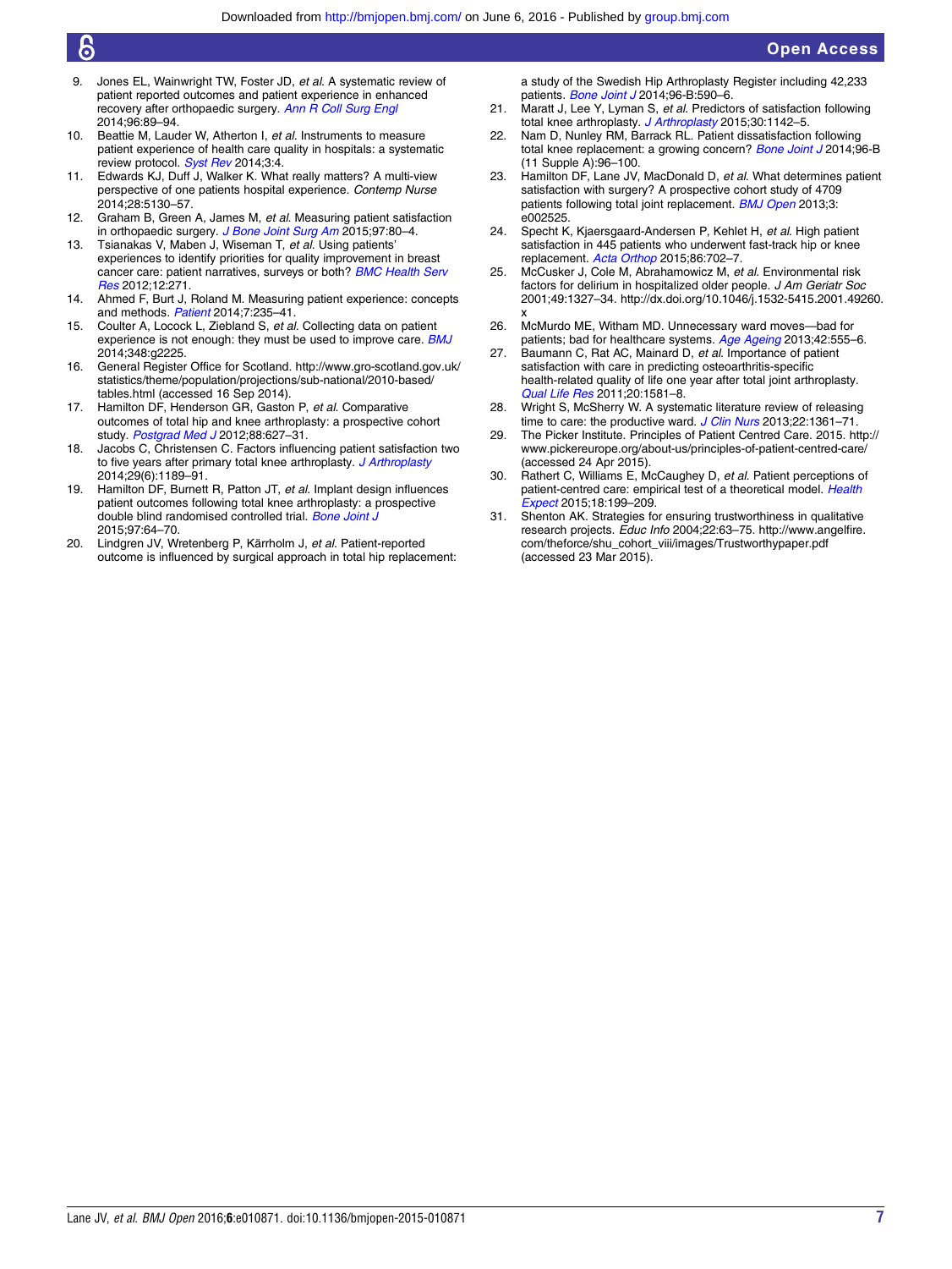9. Jones EL, Wainwright TW, Foster JD, *et al*. A systematic review of patient reported outcomes and patient experience in enhanced recovery after orthopaedic surgery. *Ann R Coll Surg Engl* 2014;96:89–94.
10. Beattie M, Lauder W, Atherton I, *et al*. Instruments to measure patient experience of health care quality in hospitals: a systematic review protocol. *Syst Rev* 2014;3:4.
11. Edwards KJ, Duff J, Walker K. What really matters? A multi-view perspective of one patients hospital experience. *Contemp Nurse* 2014;28:5130–57.
12. Graham B, Green A, James M, *et al*. Measuring patient satisfaction in orthopaedic surgery. *J Bone Joint Surg Am* 2015;97:80–4.
13. Tsianakas V, Maben J, Wiseman T, *et al*. Using patients' experiences to identify priorities for quality improvement in breast cancer care: patient narratives, surveys or both? *BMC Health Serv Res* 2012;12:271.
14. Ahmed F, Burt J, Roland M. Measuring patient experience: concepts and methods. *Patient* 2014;7:235–41.
15. Coulter A, Locock L, Ziebland S, *et al*. Collecting data on patient experience is not enough: they must be used to improve care. *BMJ* 2014;348:g2225.
16. General Register Office for Scotland. http://www.gro-scotland.gov.uk/statistics/theme/population/projections/sub-national/2010-based/tables.html (accessed 16 Sep 2014).
17. Hamilton DF, Henderson GR, Gaston P, *et al*. Comparative outcomes of total hip and knee arthroplasty: a prospective cohort study. *Postgrad Med J* 2012;88:627–31.
18. Jacobs C, Christensen C. Factors influencing patient satisfaction two to five years after primary total knee arthroplasty. *J Arthroplasty* 2014;29(6):1189–91.
19. Hamilton DF, Burnett R, Patton JT, *et al*. Implant design influences patient outcomes following total knee arthroplasty: a prospective double blind randomised controlled trial. *Bone Joint J* 2015;97:64–70.
20. Lindgren JV, Wretenberg P, Kärrholm J, *et al*. Patient-reported outcome is influenced by surgical approach in total hip replacement: a study of the Swedish Hip Arthroplasty Register including 42,233 patients. *Bone Joint J* 2014;96-B:590–6.
21. Maratt J, Lee Y, Lyman S, *et al*. Predictors of satisfaction following total knee arthroplasty. *J Arthroplasty* 2015;30:1142–5.
22. Nam D, Nunley RM, Barrack RL. Patient dissatisfaction following total knee replacement: a growing concern? *Bone Joint J* 2014;96-B (11 Supple A):96–100.
23. Hamilton DF, Lane JV, MacDonald D, *et al*. What determines patient satisfaction with surgery? A prospective cohort study of 4709 patients following total joint replacement. *BMJ Open* 2013;3:e002525.
24. Specht K, Kjaersgaard-Andersen P, Kehlet H, *et al*. High patient satisfaction in 445 patients who underwent fast-track hip or knee replacement. *Acta Orthop* 2015;86:702–7.
25. McCusker J, Cole M, Abrahamowicz M, *et al*. Environmental risk factors for delirium in hospitalized older people. *J Am Geriatr Soc* 2001;49:1327–34. http://dx.doi.org/10.1046/j.1532-5415.2001.49260.x
26. McMurdo ME, Witham MD. Unnecessary ward moves—bad for patients; bad for healthcare systems. *Age Ageing* 2013;42:555–6.
27. Baumann C, Rat AC, Mainard D, *et al*. Importance of patient satisfaction with care in predicting osteoarthritis-specific health-related quality of life one year after total joint arthroplasty. *Qual Life Res* 2011;20:1581–8.
28. Wright S, McSherry W. A systematic literature review of releasing time to care: the productive ward. *J Clin Nurs* 2013;22:1361–71.
29. The Picker Institute. Principles of Patient Centred Care. 2015. http://www.pickereurope.org/about-us/principles-of-patient-centred-care/ (accessed 24 Apr 2015).
30. Rathert C, Williams E, McCaughey D, *et al*. Patient perceptions of patient-centred care: empirical test of a theoretical model. *Health Expect* 2015;18:199–209.
31. Shenton AK. Strategies for ensuring trustworthiness in qualitative research projects. *Educ Info* 2004;22:63–75. http://www.angelfire.com/theforce/shu_cohort_viii/images/Trustworthypaper.pdf (accessed 23 Mar 2015).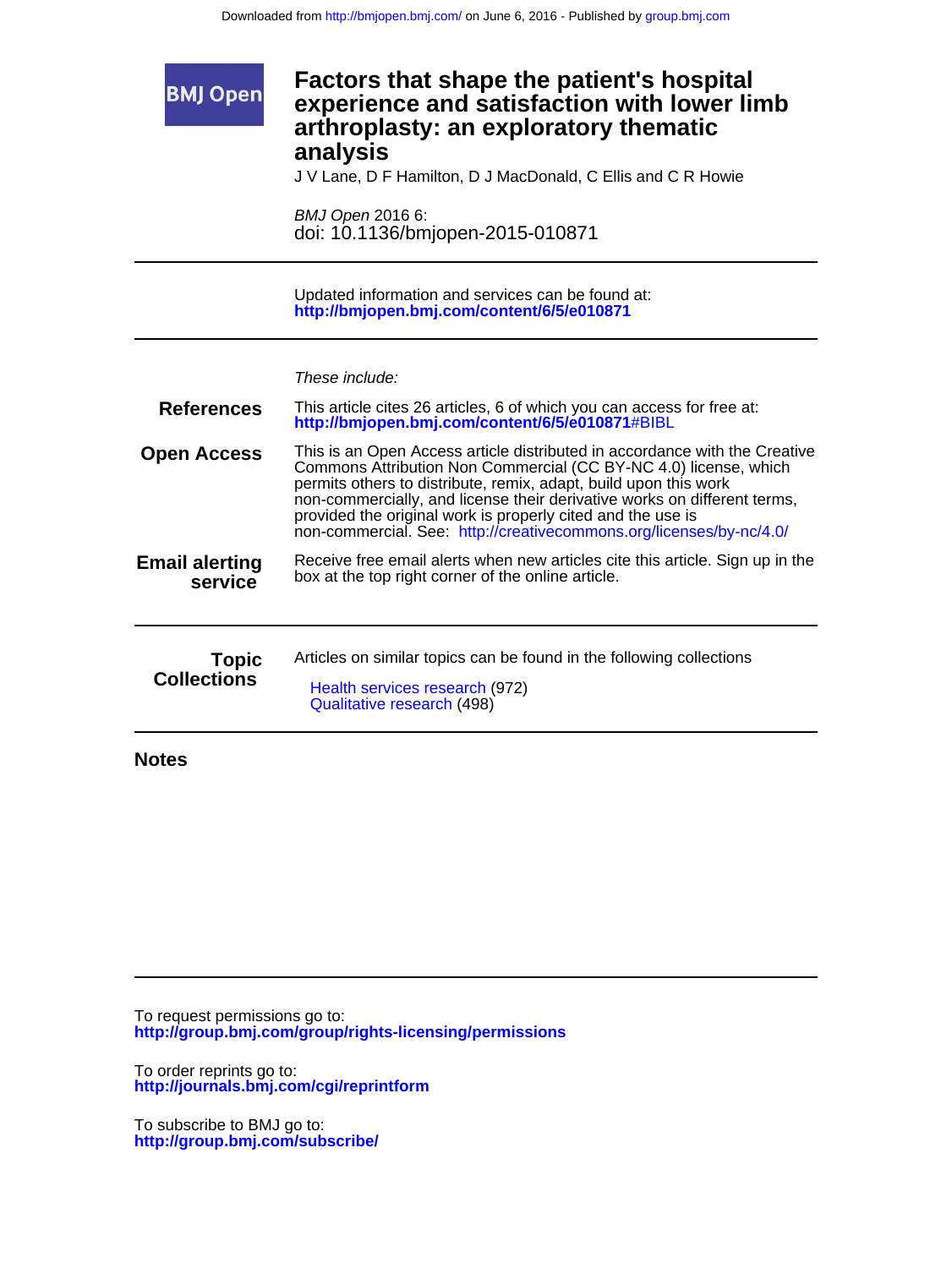# Factors that shape the patient's hospital experience and satisfaction with lower limb arthroplasty: an exploratory thematic analysis

J V Lane, D F Hamilton, D J MacDonald, C Ellis and C R Howie

*BMJ Open* 2016 6:
doi: 10.1136/bmjopen-2015-010871

Updated information and services can be found at:
**http://bmjopen.bmj.com/content/6/5/e010871**

*These include:*

**References**

This article cites 26 articles, 6 of which you can access for free at:
**http://bmjopen.bmj.com/content/6/5/e010871**#BIBL

**Open Access**

This is an Open Access article distributed in accordance with the Creative Commons Attribution Non Commercial (CC BY-NC 4.0) license, which permits others to distribute, remix, adapt, build upon this work non-commercially, and license their derivative works on different terms, provided the original work is properly cited and the use is non-commercial. See: http://creativecommons.org/licenses/by-nc/4.0/

**Email alerting service**

Receive free email alerts when new articles cite this article. Sign up in the box at the top right corner of the online article.

**Topic Collections**

Articles on similar topics can be found in the following collections

- Health services research (972)
- Qualitative research (498)

## Notes

To request permissions go to:
**http://group.bmj.com/group/rights-licensing/permissions**

To order reprints go to:
**http://journals.bmj.com/cgi/reprintform**

To subscribe to BMJ go to:
**http://group.bmj.com/subscribe/**